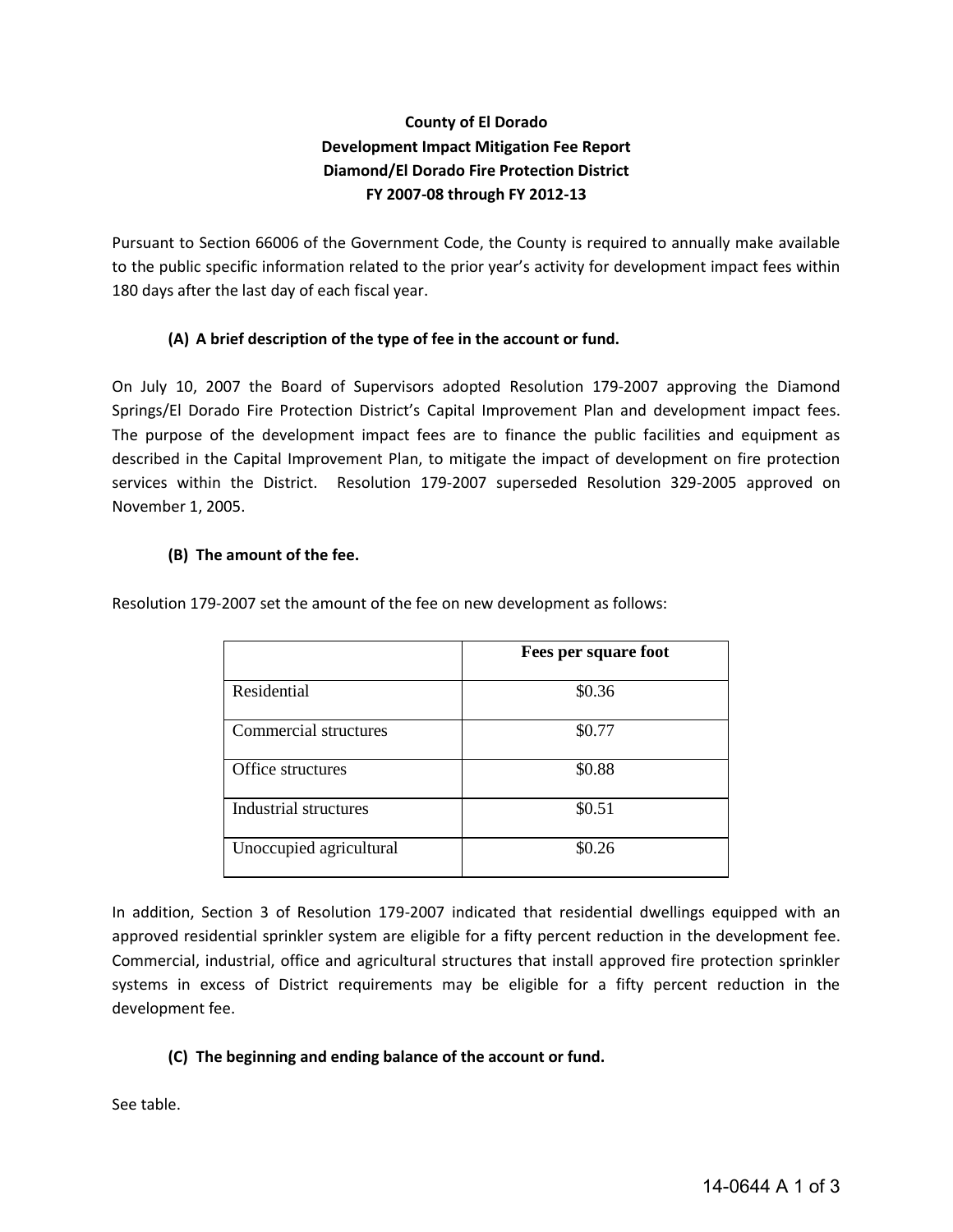**County of El Dorado**
**Development Impact Mitigation Fee Report**
**Diamond/El Dorado Fire Protection District**
**FY 2007-08 through FY 2012-13**

Pursuant to Section 66006 of the Government Code, the County is required to annually make available to the public specific information related to the prior year's activity for development impact fees within 180 days after the last day of each fiscal year.

### (A) A brief description of the type of fee in the account or fund.

On July 10, 2007 the Board of Supervisors adopted Resolution 179-2007 approving the Diamond Springs/El Dorado Fire Protection District's Capital Improvement Plan and development impact fees. The purpose of the development impact fees are to finance the public facilities and equipment as described in the Capital Improvement Plan, to mitigate the impact of development on fire protection services within the District. Resolution 179-2007 superseded Resolution 329-2005 approved on November 1, 2005.

### (B) The amount of the fee.

Resolution 179-2007 set the amount of the fee on new development as follows:

| | Fees per square foot |
|---|---|
| Residential | $0.36 |
| Commercial structures | $0.77 |
| Office structures | $0.88 |
| Industrial structures | $0.51 |
| Unoccupied agricultural | $0.26 |

In addition, Section 3 of Resolution 179-2007 indicated that residential dwellings equipped with an approved residential sprinkler system are eligible for a fifty percent reduction in the development fee. Commercial, industrial, office and agricultural structures that install approved fire protection sprinkler systems in excess of District requirements may be eligible for a fifty percent reduction in the development fee.

### (C) The beginning and ending balance of the account or fund.

See table.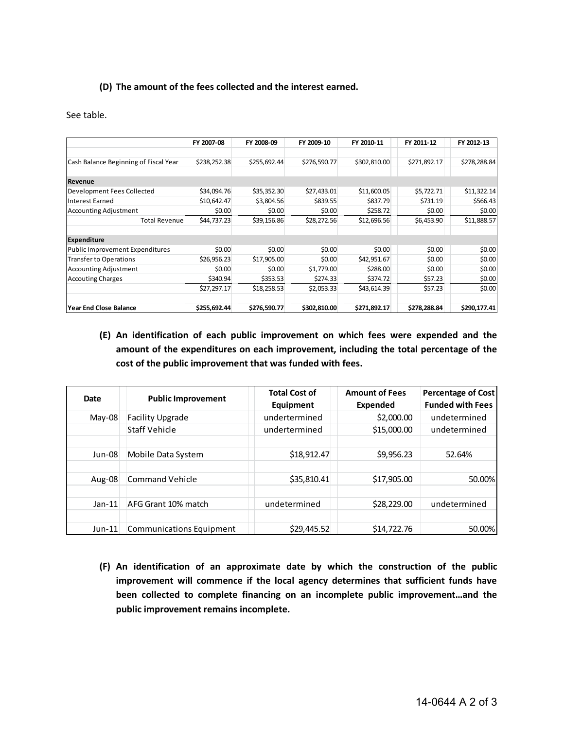**(D) The amount of the fees collected and the interest earned.**

See table.

| | FY 2007-08 | FY 2008-09 | FY 2009-10 | FY 2010-11 | FY 2011-12 | FY 2012-13 |
|---|---|---|---|---|---|---|
| Cash Balance Beginning of Fiscal Year | $238,252.38 | $255,692.44 | $276,590.77 | $302,810.00 | $271,892.17 | $278,288.84 |
| **Revenue** | | | | | | |
| Development Fees Collected | $34,094.76 | $35,352.30 | $27,433.01 | $11,600.05 | $5,722.71 | $11,322.14 |
| Interest Earned | $10,642.47 | $3,804.56 | $839.55 | $837.79 | $731.19 | $566.43 |
| Accounting Adjustment | $0.00 | $0.00 | $0.00 | $258.72 | $0.00 | $0.00 |
| Total Revenue | $44,737.23 | $39,156.86 | $28,272.56 | $12,696.56 | $6,453.90 | $11,888.57 |
| **Expenditure** | | | | | | |
| Public Improvement Expenditures | $0.00 | $0.00 | $0.00 | $0.00 | $0.00 | $0.00 |
| Transfer to Operations | $26,956.23 | $17,905.00 | $0.00 | $42,951.67 | $0.00 | $0.00 |
| Accounting Adjustment | $0.00 | $0.00 | $1,779.00 | $288.00 | $0.00 | $0.00 |
| Accouting Charges | $340.94 | $353.53 | $274.33 | $374.72 | $57.23 | $0.00 |
| | $27,297.17 | $18,258.53 | $2,053.33 | $43,614.39 | $57.23 | $0.00 |
| **Year End Close Balance** | **$255,692.44** | **$276,590.77** | **$302,810.00** | **$271,892.17** | **$278,288.84** | **$290,177.41** |

**(E) An identification of each public improvement on which fees were expended and the amount of the expenditures on each improvement, including the total percentage of the cost of the public improvement that was funded with fees.**

| Date | Public Improvement | Total Cost of Equipment | Amount of Fees Expended | Percentage of Cost Funded with Fees |
|---|---|---|---|---|
| May-08 | Facility Upgrade | undertermined | $2,000.00 | undetermined |
| | Staff Vehicle | undertermined | $15,000.00 | undetermined |
| Jun-08 | Mobile Data System | $18,912.47 | $9,956.23 | 52.64% |
| Aug-08 | Command Vehicle | $35,810.41 | $17,905.00 | 50.00% |
| Jan-11 | AFG Grant 10% match | undetermined | $28,229.00 | undetermined |
| Jun-11 | Communications Equipment | $29,445.52 | $14,722.76 | 50.00% |

**(F) An identification of an approximate date by which the construction of the public improvement will commence if the local agency determines that sufficient funds have been collected to complete financing on an incomplete public improvement…and the public improvement remains incomplete.**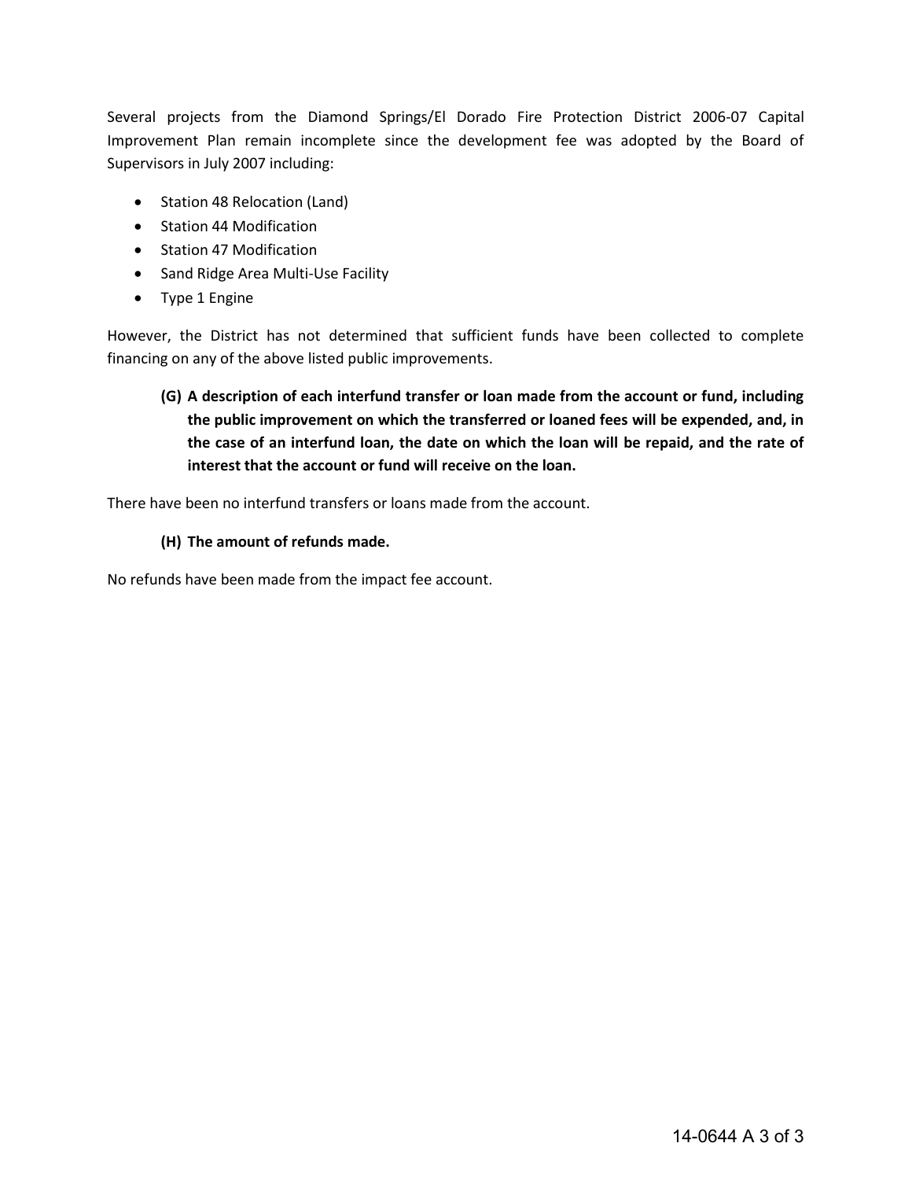Several projects from the Diamond Springs/El Dorado Fire Protection District 2006-07 Capital Improvement Plan remain incomplete since the development fee was adopted by the Board of Supervisors in July 2007 including:

- Station 48 Relocation (Land)
- Station 44 Modification
- Station 47 Modification
- Sand Ridge Area Multi-Use Facility
- Type 1 Engine

However, the District has not determined that sufficient funds have been collected to complete financing on any of the above listed public improvements.

**(G) A description of each interfund transfer or loan made from the account or fund, including the public improvement on which the transferred or loaned fees will be expended, and, in the case of an interfund loan, the date on which the loan will be repaid, and the rate of interest that the account or fund will receive on the loan.**

There have been no interfund transfers or loans made from the account.

**(H) The amount of refunds made.**

No refunds have been made from the impact fee account.